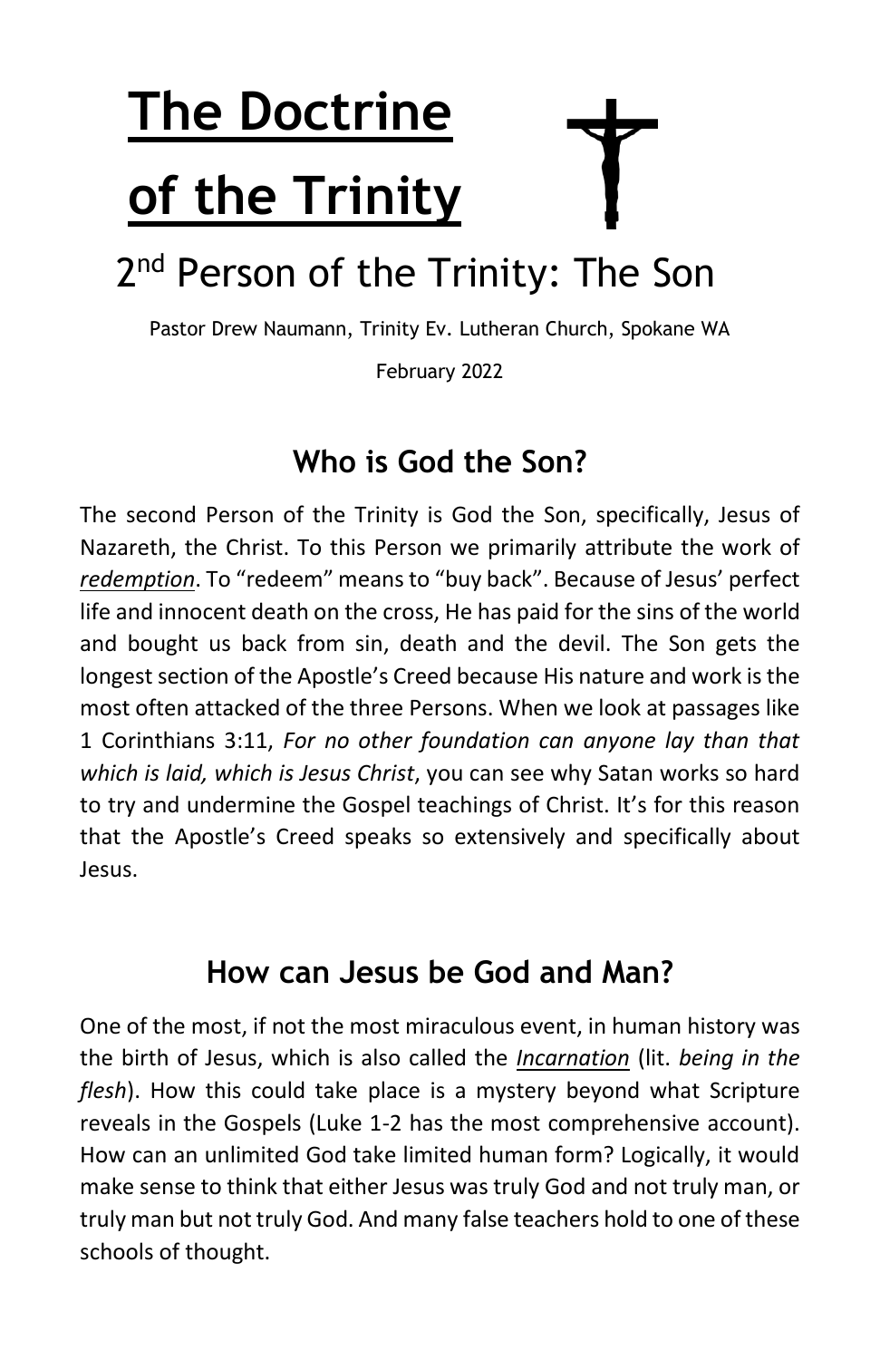# The Doctrine of the Trinity

## 2nd Person of the Trinity: The Son

Pastor Drew Naumann, Trinity Ev. Lutheran Church, Spokane WA

February 2022

## Who is God the Son?

The second Person of the Trinity is God the Son, specifically, Jesus of Nazareth, the Christ. To this Person we primarily attribute the work of *redemption*. To "redeem" means to "buy back". Because of Jesus' perfect life and innocent death on the cross, He has paid for the sins of the world and bought us back from sin, death and the devil. The Son gets the longest section of the Apostle's Creed because His nature and work is the most often attacked of the three Persons. When we look at passages like 1 Corinthians 3:11, *For no other foundation can anyone lay than that which is laid, which is Jesus Christ*, you can see why Satan works so hard to try and undermine the Gospel teachings of Christ. It's for this reason that the Apostle's Creed speaks so extensively and specifically about Jesus.

## How can Jesus be God and Man?

One of the most, if not the most miraculous event, in human history was the birth of Jesus, which is also called the *Incarnation* (lit. *being in the flesh*). How this could take place is a mystery beyond what Scripture reveals in the Gospels (Luke 1-2 has the most comprehensive account). How can an unlimited God take limited human form? Logically, it would make sense to think that either Jesus was truly God and not truly man, or truly man but not truly God. And many false teachers hold to one of these schools of thought.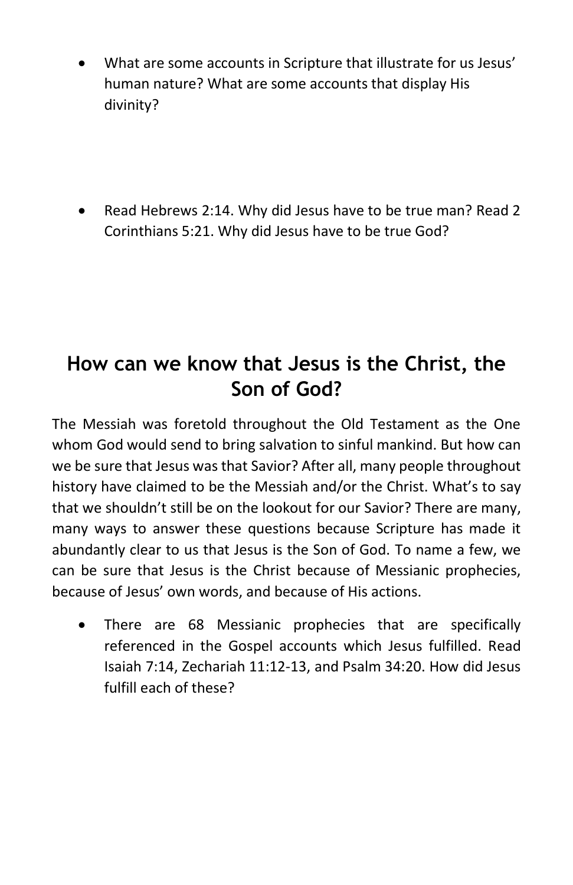- What are some accounts in Scripture that illustrate for us Jesus' human nature? What are some accounts that display His divinity?

- Read Hebrews 2:14. Why did Jesus have to be true man? Read 2 Corinthians 5:21. Why did Jesus have to be true God?

## How can we know that Jesus is the Christ, the Son of God?

The Messiah was foretold throughout the Old Testament as the One whom God would send to bring salvation to sinful mankind. But how can we be sure that Jesus was that Savior? After all, many people throughout history have claimed to be the Messiah and/or the Christ. What's to say that we shouldn't still be on the lookout for our Savior? There are many, many ways to answer these questions because Scripture has made it abundantly clear to us that Jesus is the Son of God. To name a few, we can be sure that Jesus is the Christ because of Messianic prophecies, because of Jesus' own words, and because of His actions.

- There are 68 Messianic prophecies that are specifically referenced in the Gospel accounts which Jesus fulfilled. Read Isaiah 7:14, Zechariah 11:12-13, and Psalm 34:20. How did Jesus fulfill each of these?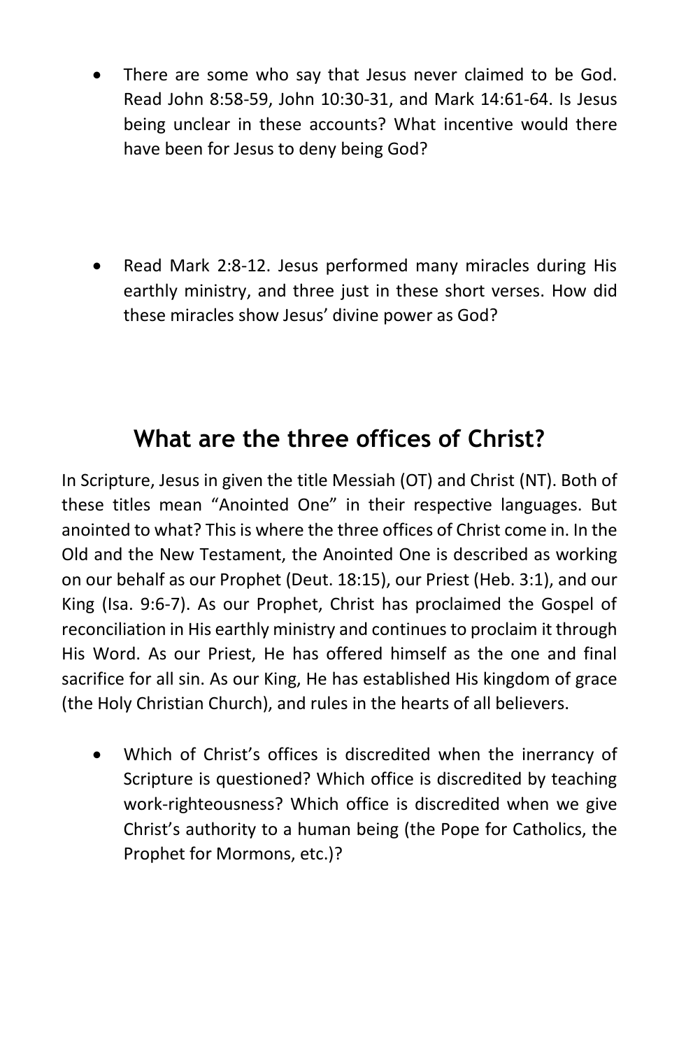- There are some who say that Jesus never claimed to be God. Read John 8:58-59, John 10:30-31, and Mark 14:61-64. Is Jesus being unclear in these accounts? What incentive would there have been for Jesus to deny being God?

- Read Mark 2:8-12. Jesus performed many miracles during His earthly ministry, and three just in these short verses. How did these miracles show Jesus' divine power as God?

## What are the three offices of Christ?

In Scripture, Jesus in given the title Messiah (OT) and Christ (NT). Both of these titles mean "Anointed One" in their respective languages. But anointed to what? This is where the three offices of Christ come in. In the Old and the New Testament, the Anointed One is described as working on our behalf as our Prophet (Deut. 18:15), our Priest (Heb. 3:1), and our King (Isa. 9:6-7). As our Prophet, Christ has proclaimed the Gospel of reconciliation in His earthly ministry and continues to proclaim it through His Word. As our Priest, He has offered himself as the one and final sacrifice for all sin. As our King, He has established His kingdom of grace (the Holy Christian Church), and rules in the hearts of all believers.

- Which of Christ's offices is discredited when the inerrancy of Scripture is questioned? Which office is discredited by teaching work-righteousness? Which office is discredited when we give Christ's authority to a human being (the Pope for Catholics, the Prophet for Mormons, etc.)?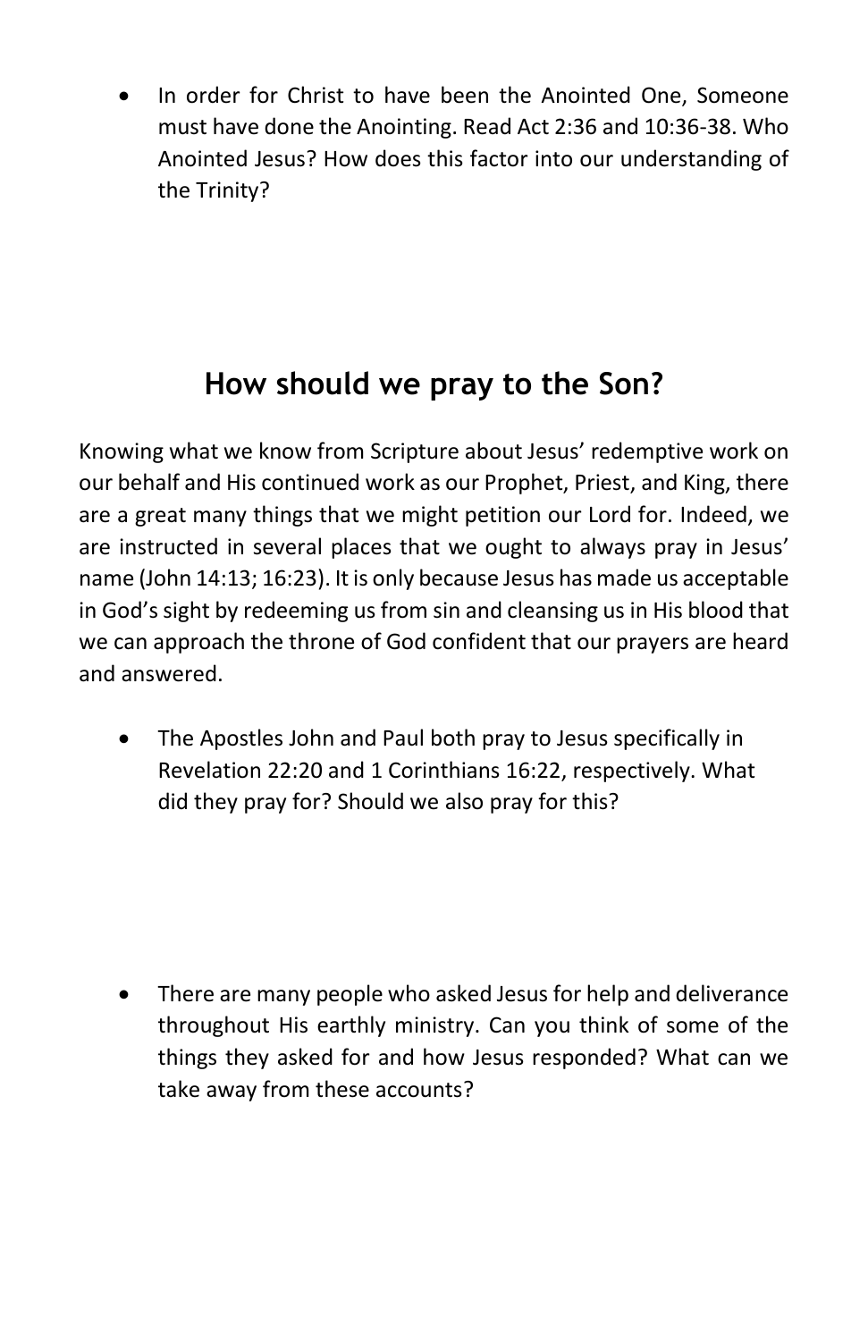- In order for Christ to have been the Anointed One, Someone must have done the Anointing. Read Act 2:36 and 10:36-38. Who Anointed Jesus? How does this factor into our understanding of the Trinity?

## How should we pray to the Son?

Knowing what we know from Scripture about Jesus' redemptive work on our behalf and His continued work as our Prophet, Priest, and King, there are a great many things that we might petition our Lord for. Indeed, we are instructed in several places that we ought to always pray in Jesus' name (John 14:13; 16:23). It is only because Jesus has made us acceptable in God's sight by redeeming us from sin and cleansing us in His blood that we can approach the throne of God confident that our prayers are heard and answered.

- The Apostles John and Paul both pray to Jesus specifically in Revelation 22:20 and 1 Corinthians 16:22, respectively. What did they pray for? Should we also pray for this?

- There are many people who asked Jesus for help and deliverance throughout His earthly ministry. Can you think of some of the things they asked for and how Jesus responded? What can we take away from these accounts?